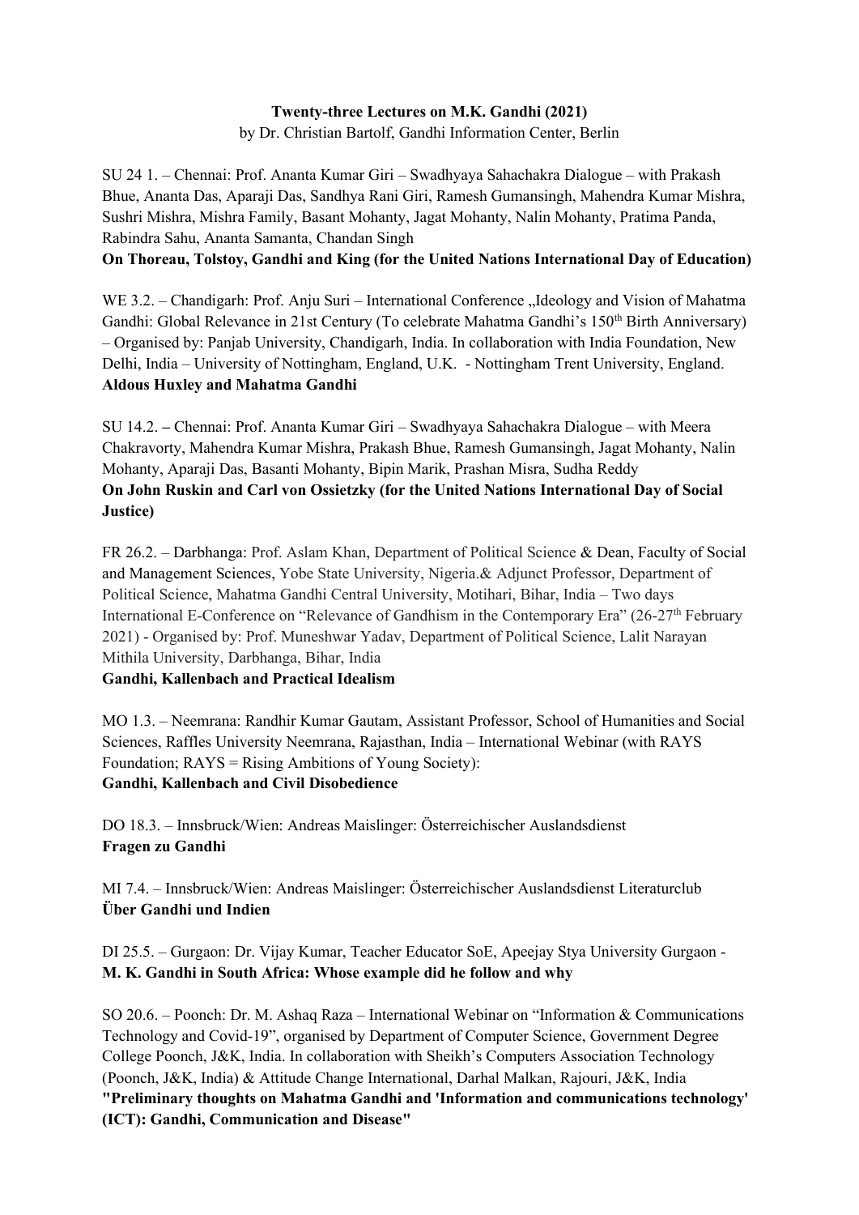**Twenty-three Lectures on M.K. Gandhi (2021)**
by Dr. Christian Bartolf, Gandhi Information Center, Berlin

SU 24 1. – Chennai: Prof. Ananta Kumar Giri – Swadhyaya Sahachakra Dialogue – with Prakash Bhue, Ananta Das, Aparaji Das, Sandhya Rani Giri, Ramesh Gumansingh, Mahendra Kumar Mishra, Sushri Mishra, Mishra Family, Basant Mohanty, Jagat Mohanty, Nalin Mohanty, Pratima Panda, Rabindra Sahu, Ananta Samanta, Chandan Singh
**On Thoreau, Tolstoy, Gandhi and King (for the United Nations International Day of Education)**

WE 3.2. – Chandigarh: Prof. Anju Suri – International Conference „Ideology and Vision of Mahatma Gandhi: Global Relevance in 21st Century (To celebrate Mahatma Gandhi's 150th Birth Anniversary) – Organised by: Panjab University, Chandigarh, India. In collaboration with India Foundation, New Delhi, India – University of Nottingham, England, U.K. - Nottingham Trent University, England.
**Aldous Huxley and Mahatma Gandhi**

SU 14.2. – Chennai: Prof. Ananta Kumar Giri – Swadhyaya Sahachakra Dialogue – with Meera Chakravorty, Mahendra Kumar Mishra, Prakash Bhue, Ramesh Gumansingh, Jagat Mohanty, Nalin Mohanty, Aparaji Das, Basanti Mohanty, Bipin Marik, Prashan Misra, Sudha Reddy
**On John Ruskin and Carl von Ossietzky (for the United Nations International Day of Social Justice)**

FR 26.2. – Darbhanga: Prof. Aslam Khan, Department of Political Science & Dean, Faculty of Social and Management Sciences, Yobe State University, Nigeria.& Adjunct Professor, Department of Political Science, Mahatma Gandhi Central University, Motihari, Bihar, India – Two days International E-Conference on "Relevance of Gandhism in the Contemporary Era" (26-27th February 2021) - Organised by: Prof. Muneshwar Yadav, Department of Political Science, Lalit Narayan Mithila University, Darbhanga, Bihar, India
**Gandhi, Kallenbach and Practical Idealism**

MO 1.3. – Neemrana: Randhir Kumar Gautam, Assistant Professor, School of Humanities and Social Sciences, Raffles University Neemrana, Rajasthan, India – International Webinar (with RAYS Foundation; RAYS = Rising Ambitions of Young Society):
**Gandhi, Kallenbach and Civil Disobedience**

DO 18.3. – Innsbruck/Wien: Andreas Maislinger: Österreichischer Auslandsdienst
**Fragen zu Gandhi**

MI 7.4. – Innsbruck/Wien: Andreas Maislinger: Österreichischer Auslandsdienst Literaturclub
**Über Gandhi und Indien**

DI 25.5. – Gurgaon: Dr. Vijay Kumar, Teacher Educator SoE, Apeejay Stya University Gurgaon - **M. K. Gandhi in South Africa: Whose example did he follow and why**

SO 20.6. – Poonch: Dr. M. Ashaq Raza – International Webinar on "Information & Communications Technology and Covid-19", organised by Department of Computer Science, Government Degree College Poonch, J&K, India. In collaboration with Sheikh's Computers Association Technology (Poonch, J&K, India) & Attitude Change International, Darhal Malkan, Rajouri, J&K, India
**"Preliminary thoughts on Mahatma Gandhi and 'Information and communications technology' (ICT): Gandhi, Communication and Disease"**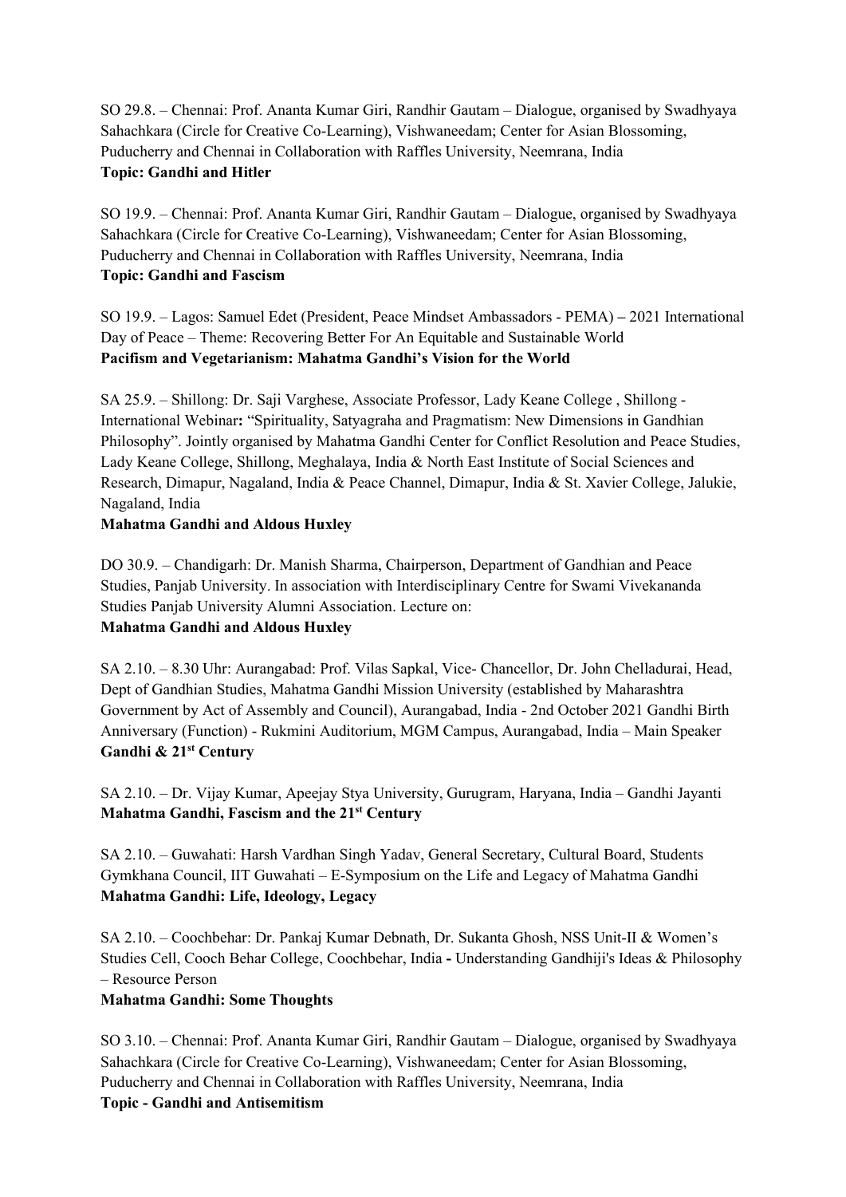SO 29.8. – Chennai: Prof. Ananta Kumar Giri, Randhir Gautam – Dialogue, organised by Swadhyaya Sahachkara (Circle for Creative Co-Learning), Vishwaneedam; Center for Asian Blossoming, Puducherry and Chennai in Collaboration with Raffles University, Neemrana, India
**Topic: Gandhi and Hitler**

SO 19.9. – Chennai: Prof. Ananta Kumar Giri, Randhir Gautam – Dialogue, organised by Swadhyaya Sahachkara (Circle for Creative Co-Learning), Vishwaneedam; Center for Asian Blossoming, Puducherry and Chennai in Collaboration with Raffles University, Neemrana, India
**Topic: Gandhi and Fascism**

SO 19.9. – Lagos: Samuel Edet (President, Peace Mindset Ambassadors - PEMA) **–** 2021 International Day of Peace – Theme: Recovering Better For An Equitable and Sustainable World
**Pacifism and Vegetarianism: Mahatma Gandhi's Vision for the World**

SA 25.9. – Shillong: Dr. Saji Varghese, Associate Professor, Lady Keane College , Shillong - International Webinar**:** "Spirituality, Satyagraha and Pragmatism: New Dimensions in Gandhian Philosophy". Jointly organised by Mahatma Gandhi Center for Conflict Resolution and Peace Studies, Lady Keane College, Shillong, Meghalaya, India & North East Institute of Social Sciences and Research, Dimapur, Nagaland, India & Peace Channel, Dimapur, India & St. Xavier College, Jalukie, Nagaland, India
**Mahatma Gandhi and Aldous Huxley**

DO 30.9. – Chandigarh: Dr. Manish Sharma, Chairperson, Department of Gandhian and Peace Studies, Panjab University. In association with Interdisciplinary Centre for Swami Vivekananda Studies Panjab University Alumni Association. Lecture on:
**Mahatma Gandhi and Aldous Huxley**

SA 2.10. – 8.30 Uhr: Aurangabad: Prof. Vilas Sapkal, Vice- Chancellor, Dr. John Chelladurai, Head, Dept of Gandhian Studies, Mahatma Gandhi Mission University (established by Maharashtra Government by Act of Assembly and Council), Aurangabad, India - 2nd October 2021 Gandhi Birth Anniversary (Function) - Rukmini Auditorium, MGM Campus, Aurangabad, India – Main Speaker
**Gandhi & 21st Century**

SA 2.10. – Dr. Vijay Kumar, Apeejay Stya University, Gurugram, Haryana, India – Gandhi Jayanti
**Mahatma Gandhi, Fascism and the 21st Century**

SA 2.10. – Guwahati: Harsh Vardhan Singh Yadav, General Secretary, Cultural Board, Students Gymkhana Council, IIT Guwahati – E-Symposium on the Life and Legacy of Mahatma Gandhi
**Mahatma Gandhi: Life, Ideology, Legacy**

SA 2.10. – Coochbehar: Dr. Pankaj Kumar Debnath, Dr. Sukanta Ghosh, NSS Unit-II & Women's Studies Cell, Cooch Behar College, Coochbehar, India **-** Understanding Gandhiji's Ideas & Philosophy – Resource Person
**Mahatma Gandhi: Some Thoughts**

SO 3.10. – Chennai: Prof. Ananta Kumar Giri, Randhir Gautam – Dialogue, organised by Swadhyaya Sahachkara (Circle for Creative Co-Learning), Vishwaneedam; Center for Asian Blossoming, Puducherry and Chennai in Collaboration with Raffles University, Neemrana, India
**Topic - Gandhi and Antisemitism**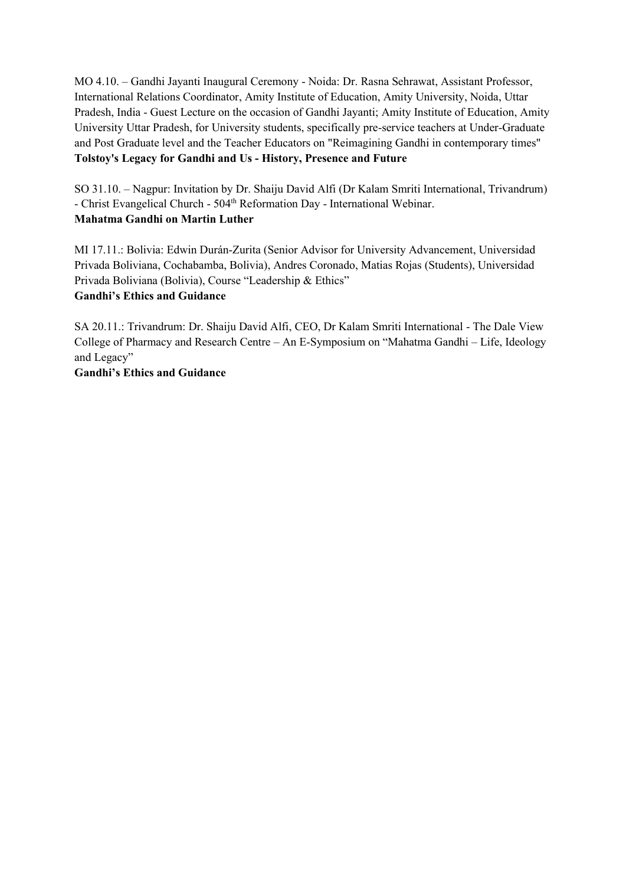MO 4.10. – Gandhi Jayanti Inaugural Ceremony - Noida: Dr. Rasna Sehrawat, Assistant Professor, International Relations Coordinator, Amity Institute of Education, Amity University, Noida, Uttar Pradesh, India - Guest Lecture on the occasion of Gandhi Jayanti; Amity Institute of Education, Amity University Uttar Pradesh, for University students, specifically pre-service teachers at Under-Graduate and Post Graduate level and the Teacher Educators on "Reimagining Gandhi in contemporary times"
**Tolstoy's Legacy for Gandhi and Us - History, Presence and Future**

SO 31.10. – Nagpur: Invitation by Dr. Shaiju David Alfi (Dr Kalam Smriti International, Trivandrum) - Christ Evangelical Church - 504th Reformation Day - International Webinar.
**Mahatma Gandhi on Martin Luther**

MI 17.11.: Bolivia: Edwin Durán-Zurita (Senior Advisor for University Advancement, Universidad Privada Boliviana, Cochabamba, Bolivia), Andres Coronado, Matias Rojas (Students), Universidad Privada Boliviana (Bolivia), Course "Leadership & Ethics"
**Gandhi's Ethics and Guidance**

SA 20.11.: Trivandrum: Dr. Shaiju David Alfi, CEO, Dr Kalam Smriti International - The Dale View College of Pharmacy and Research Centre – An E-Symposium on "Mahatma Gandhi – Life, Ideology and Legacy"
**Gandhi's Ethics and Guidance**